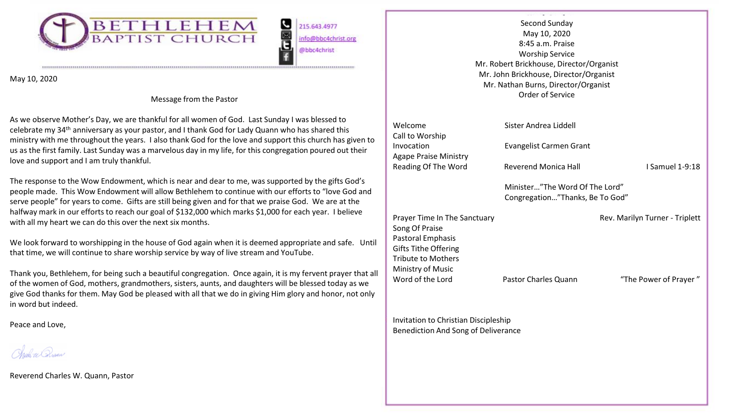# BETHLEHEM BAPTIST CHURCH

215.643.4977
info@bbc4christ.org
@bbc4christ

May 10, 2020

## Message from the Pastor

As we observe Mother's Day, we are thankful for all women of God. Last Sunday I was blessed to celebrate my 34th anniversary as your pastor, and I thank God for Lady Quann who has shared this ministry with me throughout the years. I also thank God for the love and support this church has given to us as the first family. Last Sunday was a marvelous day in my life, for this congregation poured out their love and support and I am truly thankful.

The response to the Wow Endowment, which is near and dear to me, was supported by the gifts God's people made. This Wow Endowment will allow Bethlehem to continue with our efforts to "love God and serve people" for years to come. Gifts are still being given and for that we praise God. We are at the halfway mark in our efforts to reach our goal of $132,000 which marks $1,000 for each year. I believe with all my heart we can do this over the next six months.

We look forward to worshipping in the house of God again when it is deemed appropriate and safe. Until that time, we will continue to share worship service by way of live stream and YouTube.

Thank you, Bethlehem, for being such a beautiful congregation. Once again, it is my fervent prayer that all of the women of God, mothers, grandmothers, sisters, aunts, and daughters will be blessed today as we give God thanks for them. May God be pleased with all that we do in giving Him glory and honor, not only in word but indeed.

Peace and Love,

Reverend Charles W. Quann, Pastor

---

Second Sunday
May 10, 2020
8:45 a.m. Praise
Worship Service
Mr. Robert Brickhouse, Director/Organist
Mr. John Brickhouse, Director/Organist
Mr. Nathan Burns, Director/Organist
Order of Service

| | | |
|---|---|---|
| Welcome | Sister Andrea Liddell | |
| Call to Worship | | |
| Invocation | Evangelist Carmen Grant | |
| Agape Praise Ministry | | |
| Reading Of The Word | Reverend Monica Hall | I Samuel 1-9:18 |
| | Minister…"The Word Of The Lord" Congregation…"Thanks, Be To God" | |
| Prayer Time In The Sanctuary | | Rev. Marilyn Turner - Triplett |
| Song Of Praise | | |
| Pastoral Emphasis | | |
| Gifts Tithe Offering | | |
| Tribute to Mothers | | |
| Ministry of Music | | |
| Word of the Lord | Pastor Charles Quann | "The Power of Prayer" |
| Invitation to Christian Discipleship | | |
| Benediction And Song of Deliverance | | |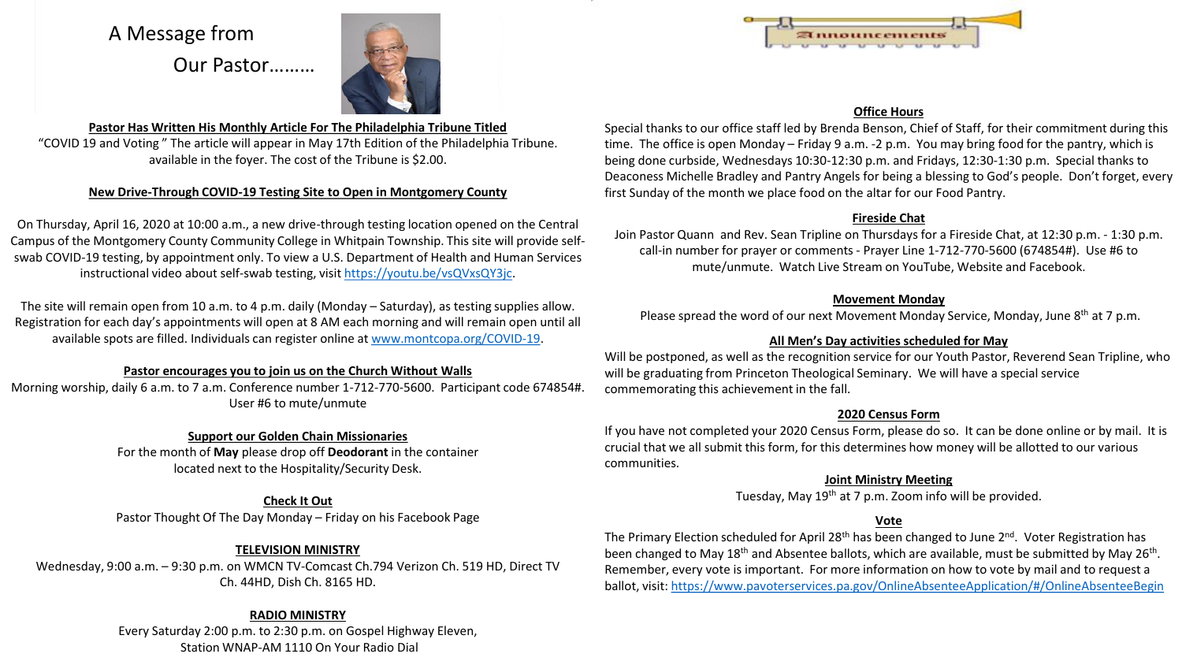# A Message from Our Pastor………

### Pastor Has Written His Monthly Article For The Philadelphia Tribune Titled

"COVID 19 and Voting " The article will appear in May 17th Edition of the Philadelphia Tribune. available in the foyer. The cost of the Tribune is $2.00.

### New Drive-Through COVID-19 Testing Site to Open in Montgomery County

On Thursday, April 16, 2020 at 10:00 a.m., a new drive-through testing location opened on the Central Campus of the Montgomery County Community College in Whitpain Township. This site will provide self-swab COVID-19 testing, by appointment only. To view a U.S. Department of Health and Human Services instructional video about self-swab testing, visit https://youtu.be/vsQVxsQY3jc.

The site will remain open from 10 a.m. to 4 p.m. daily (Monday – Saturday), as testing supplies allow. Registration for each day's appointments will open at 8 AM each morning and will remain open until all available spots are filled. Individuals can register online at www.montcopa.org/COVID-19.

### Pastor encourages you to join us on the Church Without Walls

Morning worship, daily 6 a.m. to 7 a.m. Conference number 1-712-770-5600. Participant code 674854#. User #6 to mute/unmute

### Support our Golden Chain Missionaries

For the month of **May** please drop off **Deodorant** in the container located next to the Hospitality/Security Desk.

### Check It Out

Pastor Thought Of The Day Monday – Friday on his Facebook Page

### TELEVISION MINISTRY

Wednesday, 9:00 a.m. – 9:30 p.m. on WMCN TV-Comcast Ch.794 Verizon Ch. 519 HD, Direct TV Ch. 44HD, Dish Ch. 8165 HD.

### RADIO MINISTRY

Every Saturday 2:00 p.m. to 2:30 p.m. on Gospel Highway Eleven, Station WNAP-AM 1110 On Your Radio Dial

# Announcements

### Office Hours

Special thanks to our office staff led by Brenda Benson, Chief of Staff, for their commitment during this time. The office is open Monday – Friday 9 a.m. -2 p.m. You may bring food for the pantry, which is being done curbside, Wednesdays 10:30-12:30 p.m. and Fridays, 12:30-1:30 p.m. Special thanks to Deaconess Michelle Bradley and Pantry Angels for being a blessing to God's people. Don't forget, every first Sunday of the month we place food on the altar for our Food Pantry.

### Fireside Chat

Join Pastor Quann and Rev. Sean Tripline on Thursdays for a Fireside Chat, at 12:30 p.m. - 1:30 p.m. call-in number for prayer or comments - Prayer Line 1-712-770-5600 (674854#). Use #6 to mute/unmute. Watch Live Stream on YouTube, Website and Facebook.

### Movement Monday

Please spread the word of our next Movement Monday Service, Monday, June 8th at 7 p.m.

### All Men's Day activities scheduled for May

Will be postponed, as well as the recognition service for our Youth Pastor, Reverend Sean Tripline, who will be graduating from Princeton Theological Seminary. We will have a special service commemorating this achievement in the fall.

### 2020 Census Form

If you have not completed your 2020 Census Form, please do so. It can be done online or by mail. It is crucial that we all submit this form, for this determines how money will be allotted to our various communities.

### Joint Ministry Meeting

Tuesday, May 19th at 7 p.m. Zoom info will be provided.

### Vote

The Primary Election scheduled for April 28th has been changed to June 2nd. Voter Registration has been changed to May 18th and Absentee ballots, which are available, must be submitted by May 26th. Remember, every vote is important. For more information on how to vote by mail and to request a ballot, visit: https://www.pavoterservices.pa.gov/OnlineAbsenteeApplication/#/OnlineAbsenteeBegin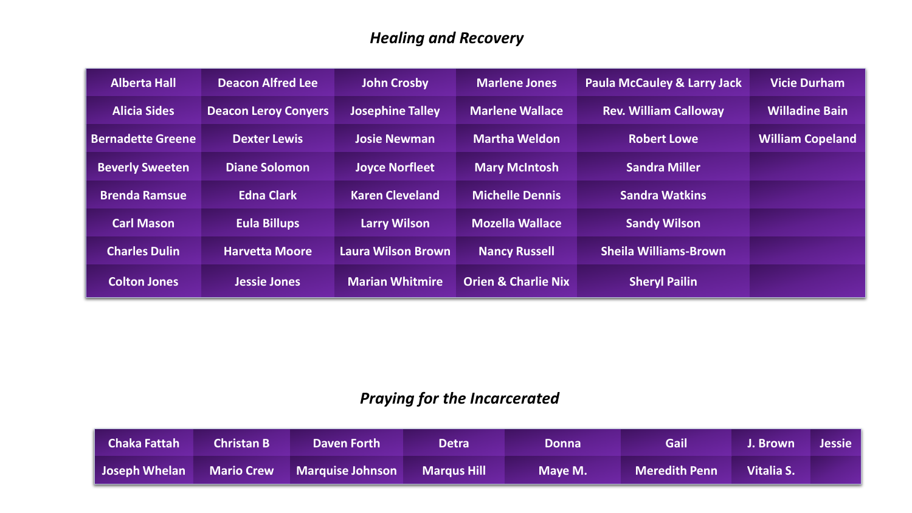*Healing and Recovery*

| | | | | | |
|---|---|---|---|---|---|
| Alberta Hall | Deacon Alfred Lee | John Crosby | Marlene Jones | Paula McCauley & Larry Jack | Vicie Durham |
| Alicia Sides | Deacon Leroy Conyers | Josephine Talley | Marlene Wallace | Rev. William Calloway | Willadine Bain |
| Bernadette Greene | Dexter Lewis | Josie Newman | Martha Weldon | Robert Lowe | William Copeland |
| Beverly Sweeten | Diane Solomon | Joyce Norfleet | Mary McIntosh | Sandra Miller | |
| Brenda Ramsue | Edna Clark | Karen Cleveland | Michelle Dennis | Sandra Watkins | |
| Carl Mason | Eula Billups | Larry Wilson | Mozella Wallace | Sandy Wilson | |
| Charles Dulin | Harvetta Moore | Laura Wilson Brown | Nancy Russell | Sheila Williams-Brown | |
| Colton Jones | Jessie Jones | Marian Whitmire | Orien & Charlie Nix | Sheryl Pailin | |

*Praying for the Incarcerated*

| | | | | | | | |
|---|---|---|---|---|---|---|---|
| Chaka Fattah | Christan B | Daven Forth | Detra | Donna | Gail | J. Brown | Jessie |
| Joseph Whelan | Mario Crew | Marquise Johnson | Marqus Hill | Maye M. | Meredith Penn | Vitalia S. | |